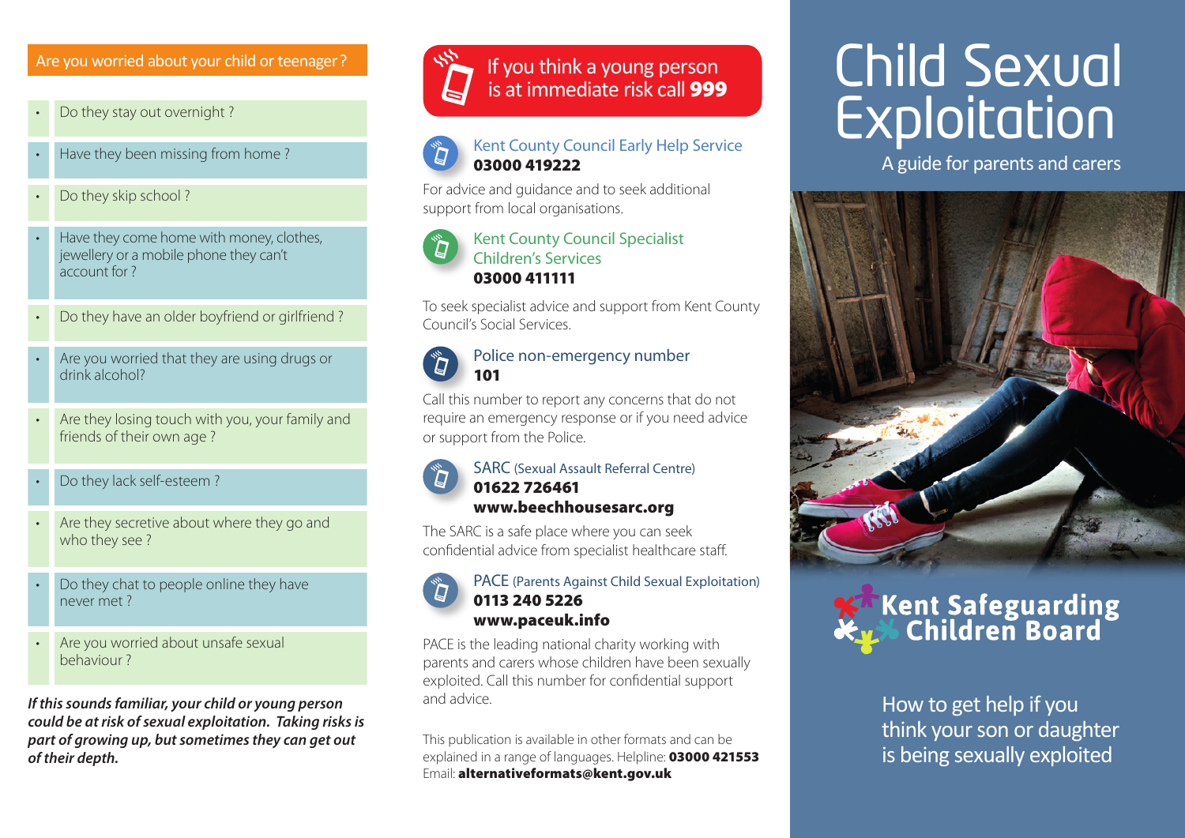## Are you worried about your child or teenager?

- Do they stay out overnight ?
- Have they been missing from home ?
- Do they skip school ?
- Have they come home with money, clothes, jewellery or a mobile phone they can't account for ?
- Do they have an older boyfriend or girlfriend ?
- Are you worried that they are using drugs or drink alcohol?
- Are they losing touch with you, your family and friends of their own age ?
- Do they lack self-esteem ?
- Are they secretive about where they go and who they see ?
- Do they chat to people online they have never met ?
- Are you worried about unsafe sexual behaviour ?

***If this sounds familiar, your child or young person could be at risk of sexual exploitation. Taking risks is part of growing up, but sometimes they can get out of their depth.***

## If you think a young person is at immediate risk call **999**

### Kent County Council Early Help Service
**03000 419222**

For advice and guidance and to seek additional support from local organisations.

### Kent County Council Specialist Children's Services
**03000 411111**

To seek specialist advice and support from Kent County Council's Social Services.

### Police non-emergency number
**101**

Call this number to report any concerns that do not require an emergency response or if you need advice or support from the Police.

### SARC (Sexual Assault Referral Centre)
**01622 726461**
**www.beechhousesarc.org**

The SARC is a safe place where you can seek confidential advice from specialist healthcare staff.

### PACE (Parents Against Child Sexual Exploitation)
**0113 240 5226**
**www.paceuk.info**

PACE is the leading national charity working with parents and carers whose children have been sexually exploited. Call this number for confidential support and advice.

This publication is available in other formats and can be explained in a range of languages. Helpline: **03000 421553**
Email: **alternativeformats@kent.gov.uk**

# Child Sexual Exploitation

A guide for parents and carers

**Kent Safeguarding Children Board**

How to get help if you think your son or daughter is being sexually exploited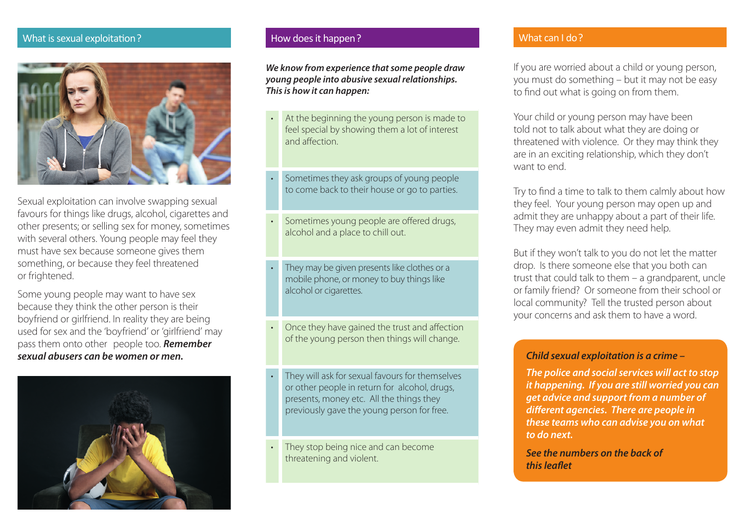## What is sexual exploitation?

Sexual exploitation can involve swapping sexual favours for things like drugs, alcohol, cigarettes and other presents; or selling sex for money, sometimes with several others. Young people may feel they must have sex because someone gives them something, or because they feel threatened or frightened.

Some young people may want to have sex because they think the other person is their boyfriend or girlfriend. In reality they are being used for sex and the 'boyfriend' or 'girlfriend' may pass them onto other people too. ***Remember sexual abusers can be women or men.***

## How does it happen?

***We know from experience that some people draw young people into abusive sexual relationships. This is how it can happen:***

- At the beginning the young person is made to feel special by showing them a lot of interest and affection.
- Sometimes they ask groups of young people to come back to their house or go to parties.
- Sometimes young people are offered drugs, alcohol and a place to chill out.
- They may be given presents like clothes or a mobile phone, or money to buy things like alcohol or cigarettes.
- Once they have gained the trust and affection of the young person then things will change.
- They will ask for sexual favours for themselves or other people in return for alcohol, drugs, presents, money etc. All the things they previously gave the young person for free.
- They stop being nice and can become threatening and violent.

## What can I do?

If you are worried about a child or young person, you must do something – but it may not be easy to find out what is going on from them.

Your child or young person may have been told not to talk about what they are doing or threatened with violence. Or they may think they are in an exciting relationship, which they don't want to end.

Try to find a time to talk to them calmly about how they feel. Your young person may open up and admit they are unhappy about a part of their life. They may even admit they need help.

But if they won't talk to you do not let the matter drop. Is there someone else that you both can trust that could talk to them – a grandparent, uncle or family friend? Or someone from their school or local community? Tell the trusted person about your concerns and ask them to have a word.

***Child sexual exploitation is a crime –***

***The police and social services will act to stop it happening. If you are still worried you can get advice and support from a number of different agencies. There are people in these teams who can advise you on what to do next.***

***See the numbers on the back of this leaflet***